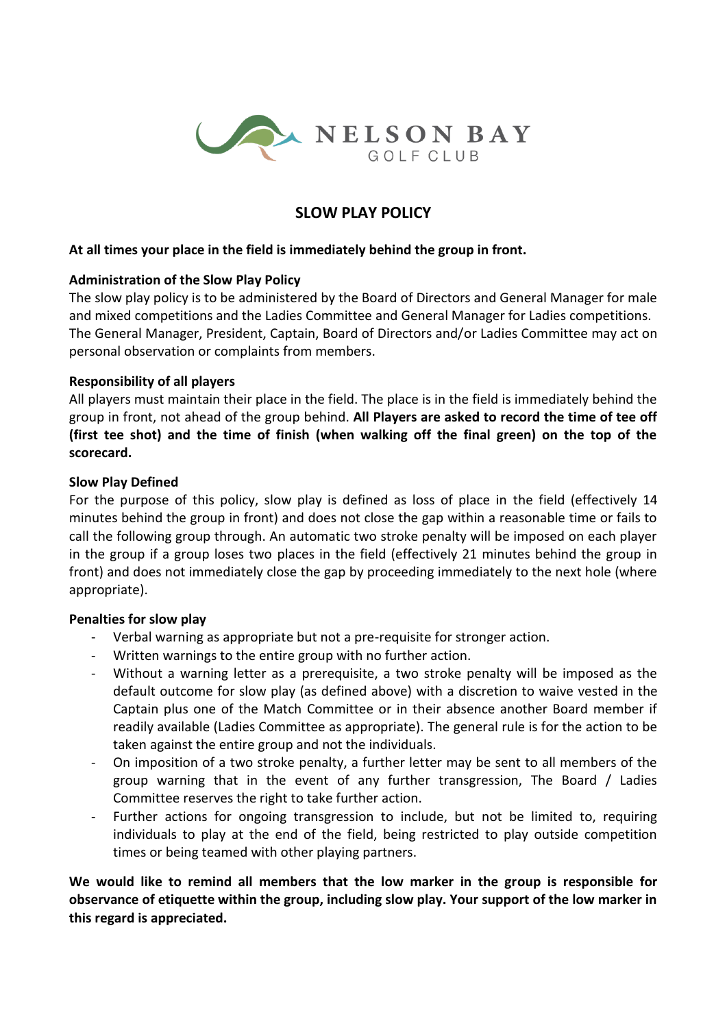NELSON BAY
GOLF CLUB

# SLOW PLAY POLICY

**At all times your place in the field is immediately behind the group in front.**

**Administration of the Slow Play Policy**

The slow play policy is to be administered by the Board of Directors and General Manager for male and mixed competitions and the Ladies Committee and General Manager for Ladies competitions. The General Manager, President, Captain, Board of Directors and/or Ladies Committee may act on personal observation or complaints from members.

**Responsibility of all players**

All players must maintain their place in the field. The place is in the field is immediately behind the group in front, not ahead of the group behind. **All Players are asked to record the time of tee off (first tee shot) and the time of finish (when walking off the final green) on the top of the scorecard.**

**Slow Play Defined**

For the purpose of this policy, slow play is defined as loss of place in the field (effectively 14 minutes behind the group in front) and does not close the gap within a reasonable time or fails to call the following group through. An automatic two stroke penalty will be imposed on each player in the group if a group loses two places in the field (effectively 21 minutes behind the group in front) and does not immediately close the gap by proceeding immediately to the next hole (where appropriate).

**Penalties for slow play**

- Verbal warning as appropriate but not a pre-requisite for stronger action.
- Written warnings to the entire group with no further action.
- Without a warning letter as a prerequisite, a two stroke penalty will be imposed as the default outcome for slow play (as defined above) with a discretion to waive vested in the Captain plus one of the Match Committee or in their absence another Board member if readily available (Ladies Committee as appropriate). The general rule is for the action to be taken against the entire group and not the individuals.
- On imposition of a two stroke penalty, a further letter may be sent to all members of the group warning that in the event of any further transgression, The Board / Ladies Committee reserves the right to take further action.
- Further actions for ongoing transgression to include, but not be limited to, requiring individuals to play at the end of the field, being restricted to play outside competition times or being teamed with other playing partners.

**We would like to remind all members that the low marker in the group is responsible for observance of etiquette within the group, including slow play. Your support of the low marker in this regard is appreciated.**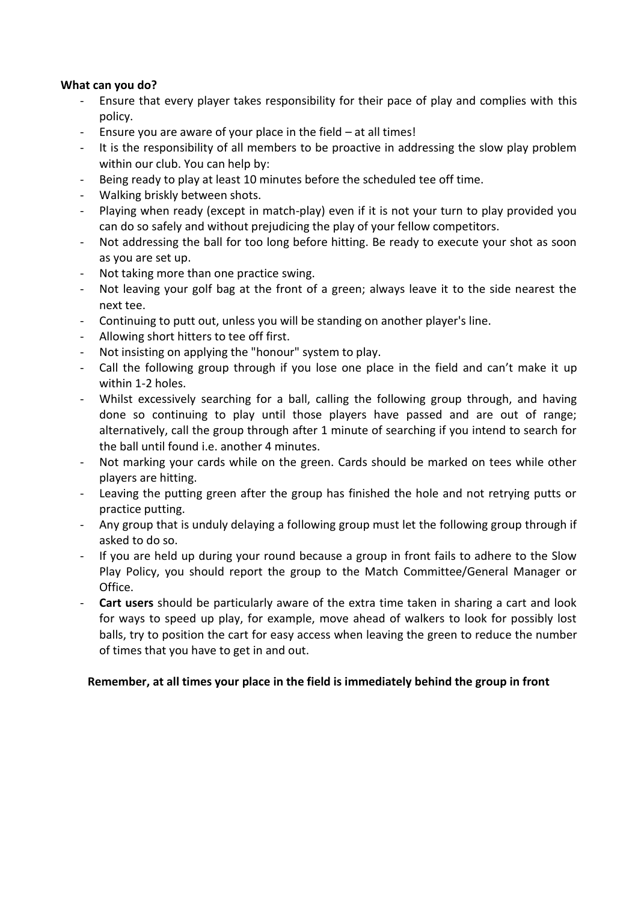**What can you do?**

- Ensure that every player takes responsibility for their pace of play and complies with this policy.
- Ensure you are aware of your place in the field – at all times!
- It is the responsibility of all members to be proactive in addressing the slow play problem within our club. You can help by:
- Being ready to play at least 10 minutes before the scheduled tee off time.
- Walking briskly between shots.
- Playing when ready (except in match-play) even if it is not your turn to play provided you can do so safely and without prejudicing the play of your fellow competitors.
- Not addressing the ball for too long before hitting. Be ready to execute your shot as soon as you are set up.
- Not taking more than one practice swing.
- Not leaving your golf bag at the front of a green; always leave it to the side nearest the next tee.
- Continuing to putt out, unless you will be standing on another player's line.
- Allowing short hitters to tee off first.
- Not insisting on applying the "honour" system to play.
- Call the following group through if you lose one place in the field and can't make it up within 1-2 holes.
- Whilst excessively searching for a ball, calling the following group through, and having done so continuing to play until those players have passed and are out of range; alternatively, call the group through after 1 minute of searching if you intend to search for the ball until found i.e. another 4 minutes.
- Not marking your cards while on the green. Cards should be marked on tees while other players are hitting.
- Leaving the putting green after the group has finished the hole and not retrying putts or practice putting.
- Any group that is unduly delaying a following group must let the following group through if asked to do so.
- If you are held up during your round because a group in front fails to adhere to the Slow Play Policy, you should report the group to the Match Committee/General Manager or Office.
- **Cart users** should be particularly aware of the extra time taken in sharing a cart and look for ways to speed up play, for example, move ahead of walkers to look for possibly lost balls, try to position the cart for easy access when leaving the green to reduce the number of times that you have to get in and out.

**Remember, at all times your place in the field is immediately behind the group in front**